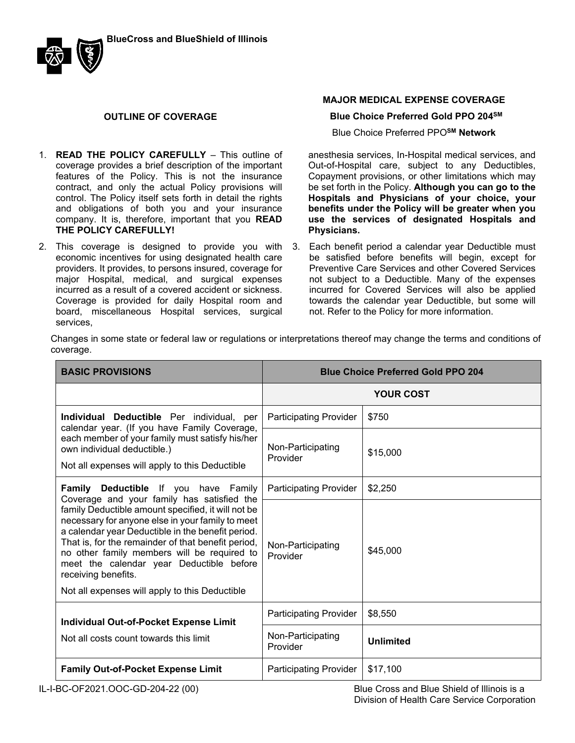**BlueCross and BlueShield of Illinois**

## OUTLINE OF COVERAGE

### MAJOR MEDICAL EXPENSE COVERAGE

### Blue Choice Preferred Gold PPO 204℠

Blue Choice Preferred PPO℠ **Network**

1. **READ THE POLICY CAREFULLY** – This outline of coverage provides a brief description of the important features of the Policy. This is not the insurance contract, and only the actual Policy provisions will control. The Policy itself sets forth in detail the rights and obligations of both you and your insurance company. It is, therefore, important that you **READ THE POLICY CAREFULLY!**

2. This coverage is designed to provide you with economic incentives for using designated health care providers. It provides, to persons insured, coverage for major Hospital, medical, and surgical expenses incurred as a result of a covered accident or sickness. Coverage is provided for daily Hospital room and board, miscellaneous Hospital services, surgical services, anesthesia services, In-Hospital medical services, and Out-of-Hospital care, subject to any Deductibles, Copayment provisions, or other limitations which may be set forth in the Policy. **Although you can go to the Hospitals and Physicians of your choice, your benefits under the Policy will be greater when you use the services of designated Hospitals and Physicians.**

3. Each benefit period a calendar year Deductible must be satisfied before benefits will begin, except for Preventive Care Services and other Covered Services not subject to a Deductible. Many of the expenses incurred for Covered Services will also be applied towards the calendar year Deductible, but some will not. Refer to the Policy for more information.

Changes in some state or federal law or regulations or interpretations thereof may change the terms and conditions of coverage.

| BASIC PROVISIONS | Blue Choice Preferred Gold PPO 204 | |
|---|---|---|
| | **YOUR COST** | |
| **Individual Deductible** Per individual, per calendar year. (If you have Family Coverage, each member of your family must satisfy his/her own individual deductible.)<br><br>Not all expenses will apply to this Deductible | Participating Provider | $750 |
| | Non-Participating Provider | $15,000 |
| **Family Deductible** If you have Family Coverage and your family has satisfied the family Deductible amount specified, it will not be necessary for anyone else in your family to meet a calendar year Deductible in the benefit period. That is, for the remainder of that benefit period, no other family members will be required to meet the calendar year Deductible before receiving benefits.<br><br>Not all expenses will apply to this Deductible | Participating Provider | $2,250 |
| | Non-Participating Provider | $45,000 |
| **Individual Out-of-Pocket Expense Limit**<br><br>Not all costs count towards this limit | Participating Provider | $8,550 |
| | Non-Participating Provider | **Unlimited** |
| **Family Out-of-Pocket Expense Limit** | Participating Provider | $17,100 |

IL-I-BC-OF2021.OOC-GD-204-22 (00)

Blue Cross and Blue Shield of Illinois is a Division of Health Care Service Corporation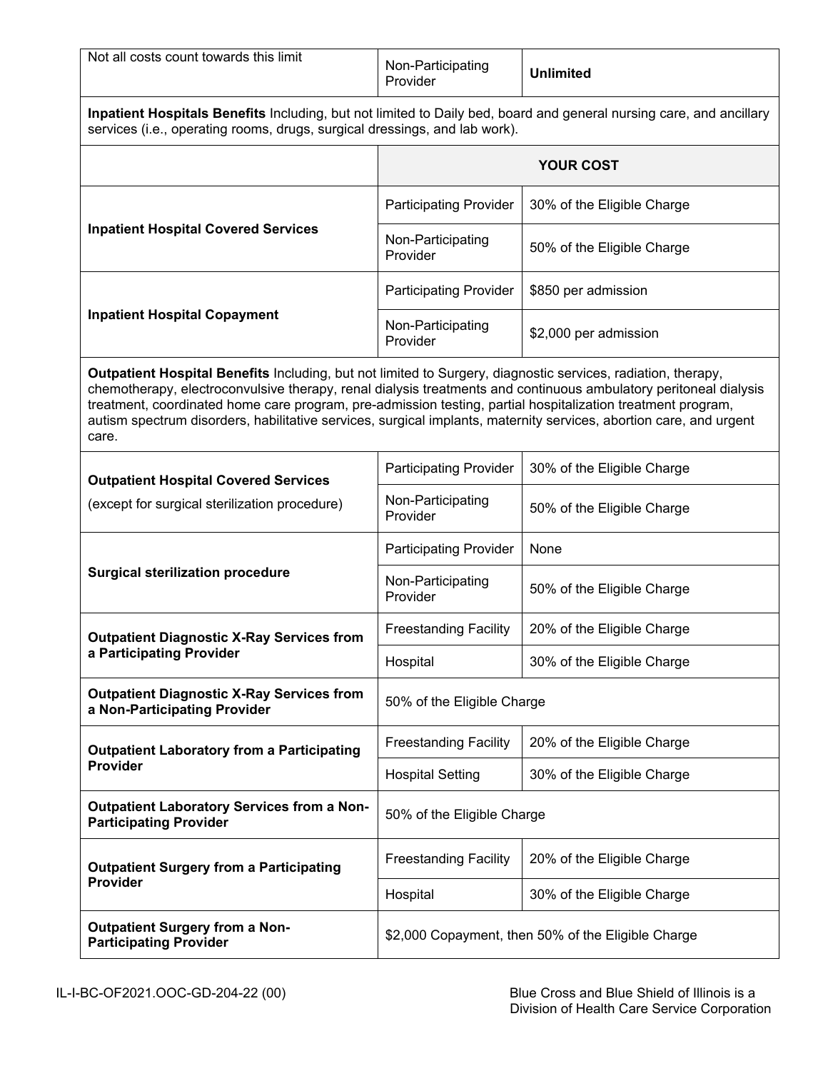| | | |
|---|---|---|
| Not all costs count towards this limit | Non-Participating Provider | **Unlimited** |

**Inpatient Hospitals Benefits** Including, but not limited to Daily bed, board and general nursing care, and ancillary services (i.e., operating rooms, drugs, surgical dressings, and lab work).

| | **YOUR COST** | |
|---|---|---|
| **Inpatient Hospital Covered Services** | Participating Provider | 30% of the Eligible Charge |
| | Non-Participating Provider | 50% of the Eligible Charge |
| **Inpatient Hospital Copayment** | Participating Provider | $850 per admission |
| | Non-Participating Provider | $2,000 per admission |

**Outpatient Hospital Benefits** Including, but not limited to Surgery, diagnostic services, radiation, therapy, chemotherapy, electroconvulsive therapy, renal dialysis treatments and continuous ambulatory peritoneal dialysis treatment, coordinated home care program, pre-admission testing, partial hospitalization treatment program, autism spectrum disorders, habilitative services, surgical implants, maternity services, abortion care, and urgent care.

| | | |
|---|---|---|
| **Outpatient Hospital Covered Services** (except for surgical sterilization procedure) | Participating Provider | 30% of the Eligible Charge |
| | Non-Participating Provider | 50% of the Eligible Charge |
| **Surgical sterilization procedure** | Participating Provider | None |
| | Non-Participating Provider | 50% of the Eligible Charge |
| **Outpatient Diagnostic X-Ray Services from a Participating Provider** | Freestanding Facility | 20% of the Eligible Charge |
| | Hospital | 30% of the Eligible Charge |
| **Outpatient Diagnostic X-Ray Services from a Non-Participating Provider** | 50% of the Eligible Charge | |
| **Outpatient Laboratory from a Participating Provider** | Freestanding Facility | 20% of the Eligible Charge |
| | Hospital Setting | 30% of the Eligible Charge |
| **Outpatient Laboratory Services from a Non-Participating Provider** | 50% of the Eligible Charge | |
| **Outpatient Surgery from a Participating Provider** | Freestanding Facility | 20% of the Eligible Charge |
| | Hospital | 30% of the Eligible Charge |
| **Outpatient Surgery from a Non-Participating Provider** | $2,000 Copayment, then 50% of the Eligible Charge | |

IL-I-BC-OF2021.OOC-GD-204-22 (00)

Blue Cross and Blue Shield of Illinois is a Division of Health Care Service Corporation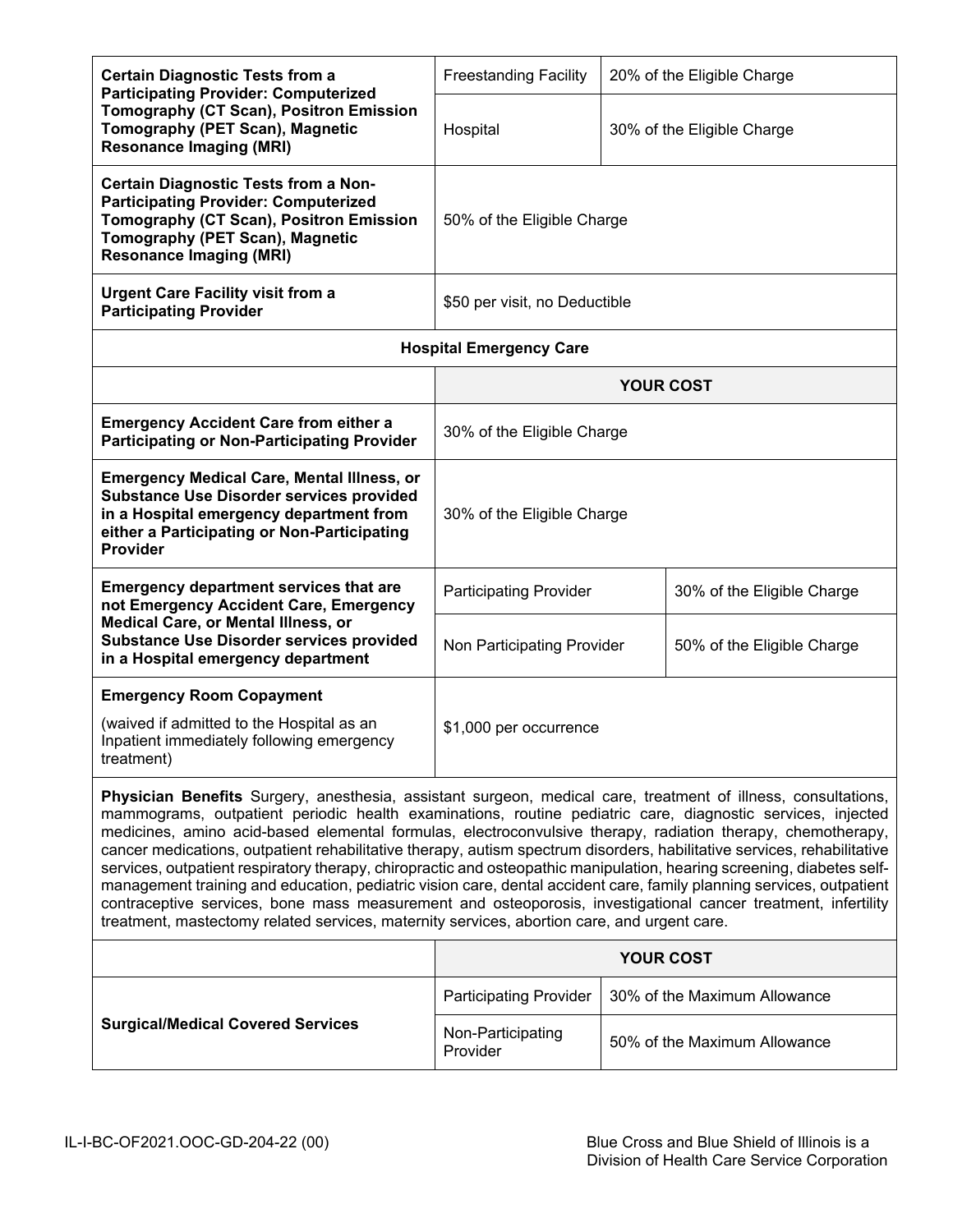| | | |
|---|---|---|
| **Certain Diagnostic Tests from a Participating Provider: Computerized Tomography (CT Scan), Positron Emission Tomography (PET Scan), Magnetic Resonance Imaging (MRI)** | Freestanding Facility | 20% of the Eligible Charge |
| | Hospital | 30% of the Eligible Charge |
| **Certain Diagnostic Tests from a Non-Participating Provider: Computerized Tomography (CT Scan), Positron Emission Tomography (PET Scan), Magnetic Resonance Imaging (MRI)** | 50% of the Eligible Charge | |
| **Urgent Care Facility visit from a Participating Provider** | $50 per visit, no Deductible | |

**Hospital Emergency Care**

| | YOUR COST | |
|---|---|---|
| **Emergency Accident Care from either a Participating or Non-Participating Provider** | 30% of the Eligible Charge | |
| **Emergency Medical Care, Mental Illness, or Substance Use Disorder services provided in a Hospital emergency department from either a Participating or Non-Participating Provider** | 30% of the Eligible Charge | |
| **Emergency department services that are not Emergency Accident Care, Emergency Medical Care, or Mental Illness, or Substance Use Disorder services provided in a Hospital emergency department** | Participating Provider | 30% of the Eligible Charge |
| | Non Participating Provider | 50% of the Eligible Charge |
| **Emergency Room Copayment**<br>(waived if admitted to the Hospital as an Inpatient immediately following emergency treatment) | $1,000 per occurrence | |

**Physician Benefits** Surgery, anesthesia, assistant surgeon, medical care, treatment of illness, consultations, mammograms, outpatient periodic health examinations, routine pediatric care, diagnostic services, injected medicines, amino acid-based elemental formulas, electroconvulsive therapy, radiation therapy, chemotherapy, cancer medications, outpatient rehabilitative therapy, autism spectrum disorders, habilitative services, rehabilitative services, outpatient respiratory therapy, chiropractic and osteopathic manipulation, hearing screening, diabetes self-management training and education, pediatric vision care, dental accident care, family planning services, outpatient contraceptive services, bone mass measurement and osteoporosis, investigational cancer treatment, infertility treatment, mastectomy related services, maternity services, abortion care, and urgent care.

| | YOUR COST | |
|---|---|---|
| **Surgical/Medical Covered Services** | Participating Provider | 30% of the Maximum Allowance |
| | Non-Participating Provider | 50% of the Maximum Allowance |

IL-I-BC-OF2021.OOC-GD-204-22 (00)

Blue Cross and Blue Shield of Illinois is a Division of Health Care Service Corporation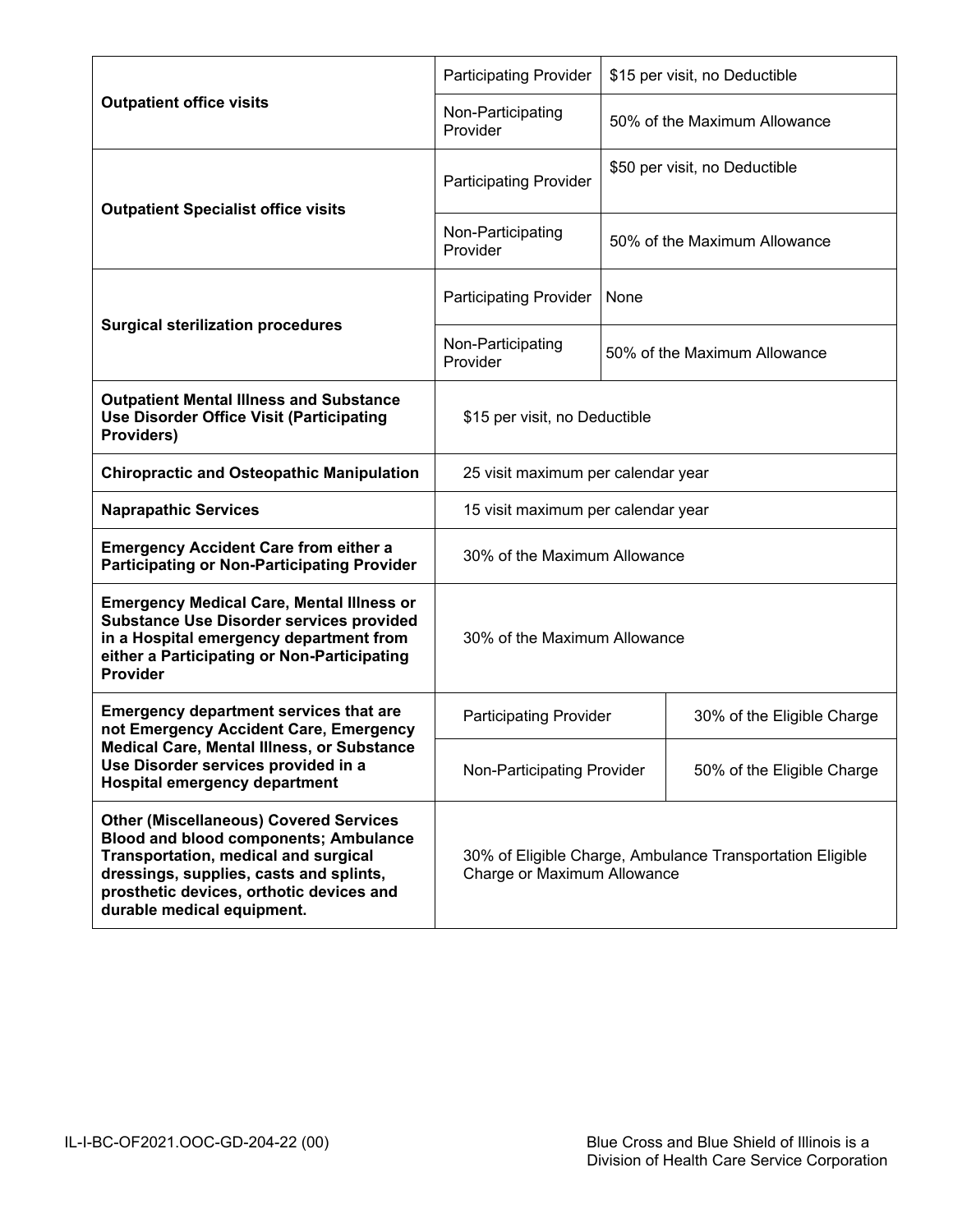| | | |
|---|---|---|
| **Outpatient office visits** | Participating Provider | $15 per visit, no Deductible |
| | Non-Participating Provider | 50% of the Maximum Allowance |
| **Outpatient Specialist office visits** | Participating Provider | $50 per visit, no Deductible |
| | Non-Participating Provider | 50% of the Maximum Allowance |
| **Surgical sterilization procedures** | Participating Provider | None |
| | Non-Participating Provider | 50% of the Maximum Allowance |
| **Outpatient Mental Illness and Substance Use Disorder Office Visit (Participating Providers)** | $15 per visit, no Deductible | |
| **Chiropractic and Osteopathic Manipulation** | 25 visit maximum per calendar year | |
| **Naprapathic Services** | 15 visit maximum per calendar year | |
| **Emergency Accident Care from either a Participating or Non-Participating Provider** | 30% of the Maximum Allowance | |
| **Emergency Medical Care, Mental Illness or Substance Use Disorder services provided in a Hospital emergency department from either a Participating or Non-Participating Provider** | 30% of the Maximum Allowance | |
| **Emergency department services that are not Emergency Accident Care, Emergency Medical Care, Mental Illness, or Substance Use Disorder services provided in a Hospital emergency department** | Participating Provider | 30% of the Eligible Charge |
| | Non-Participating Provider | 50% of the Eligible Charge |
| **Other (Miscellaneous) Covered Services Blood and blood components; Ambulance Transportation, medical and surgical dressings, supplies, casts and splints, prosthetic devices, orthotic devices and durable medical equipment.** | 30% of Eligible Charge, Ambulance Transportation Eligible Charge or Maximum Allowance | |

IL-I-BC-OF2021.OOC-GD-204-22 (00)

Blue Cross and Blue Shield of Illinois is a Division of Health Care Service Corporation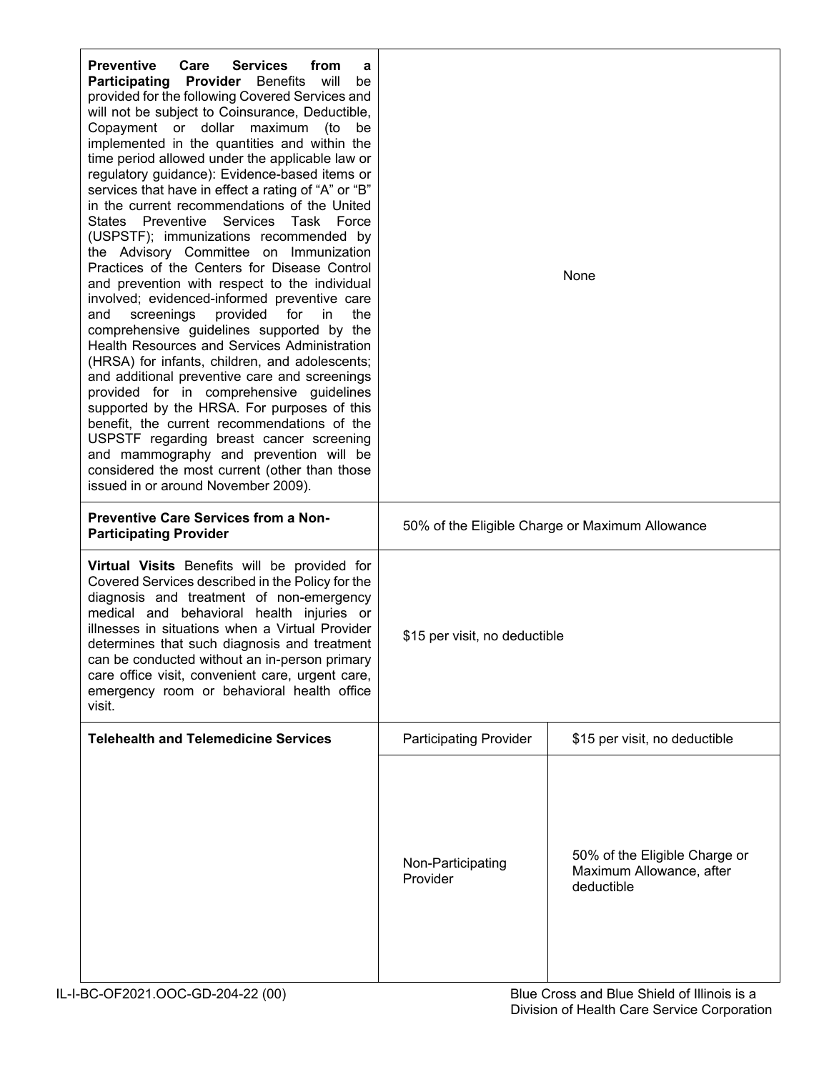| | | |
|---|---|---|
| **Preventive Care Services from a Participating Provider** Benefits will be provided for the following Covered Services and will not be subject to Coinsurance, Deductible, Copayment or dollar maximum (to be implemented in the quantities and within the time period allowed under the applicable law or regulatory guidance): Evidence-based items or services that have in effect a rating of "A" or "B" in the current recommendations of the United States Preventive Services Task Force (USPSTF); immunizations recommended by the Advisory Committee on Immunization Practices of the Centers for Disease Control and prevention with respect to the individual involved; evidenced-informed preventive care and screenings provided for in the comprehensive guidelines supported by the Health Resources and Services Administration (HRSA) for infants, children, and adolescents; and additional preventive care and screenings provided for in comprehensive guidelines supported by the HRSA. For purposes of this benefit, the current recommendations of the USPSTF regarding breast cancer screening and mammography and prevention will be considered the most current (other than those issued in or around November 2009). | None | |
| **Preventive Care Services from a Non-Participating Provider** | 50% of the Eligible Charge or Maximum Allowance | |
| **Virtual Visits** Benefits will be provided for Covered Services described in the Policy for the diagnosis and treatment of non-emergency medical and behavioral health injuries or illnesses in situations when a Virtual Provider determines that such diagnosis and treatment can be conducted without an in-person primary care office visit, convenient care, urgent care, emergency room or behavioral health office visit. | $15 per visit, no deductible | |
| **Telehealth and Telemedicine Services** | Participating Provider | $15 per visit, no deductible |
| | Non-Participating Provider | 50% of the Eligible Charge or Maximum Allowance, after deductible |

IL-I-BC-OF2021.OOC-GD-204-22 (00)

Blue Cross and Blue Shield of Illinois is a Division of Health Care Service Corporation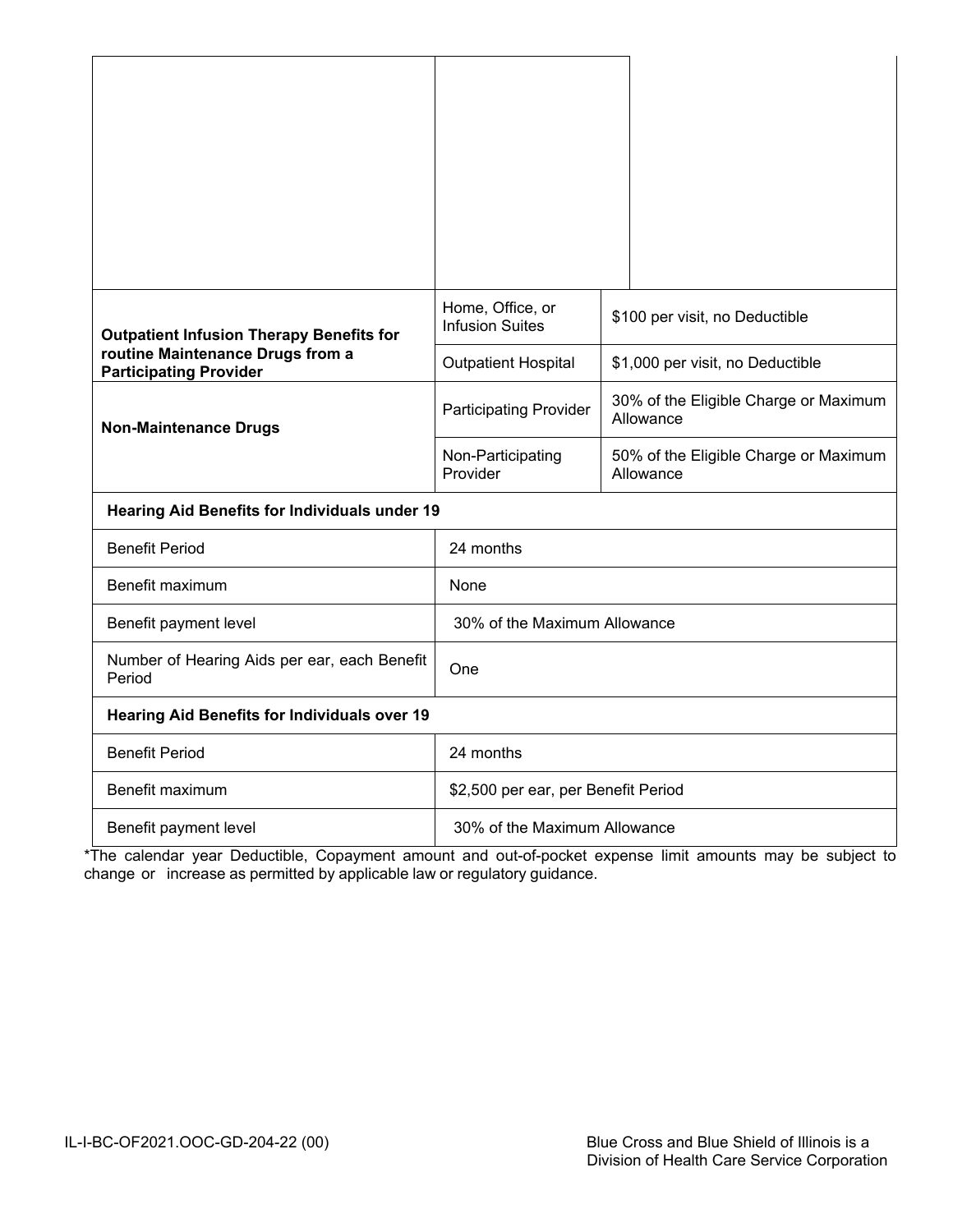| | | |
|---|---|---|
| | | |
| **Outpatient Infusion Therapy Benefits for routine Maintenance Drugs from a Participating Provider** | Home, Office, or Infusion Suites | $100 per visit, no Deductible |
| | Outpatient Hospital | $1,000 per visit, no Deductible |
| **Non-Maintenance Drugs** | Participating Provider | 30% of the Eligible Charge or Maximum Allowance |
| | Non-Participating Provider | 50% of the Eligible Charge or Maximum Allowance |

| **Hearing Aid Benefits for Individuals under 19** | |
|---|---|
| Benefit Period | 24 months |
| Benefit maximum | None |
| Benefit payment level | 30% of the Maximum Allowance |
| Number of Hearing Aids per ear, each Benefit Period | One |
| **Hearing Aid Benefits for Individuals over 19** | |
| Benefit Period | 24 months |
| Benefit maximum | $2,500 per ear, per Benefit Period |
| Benefit payment level | 30% of the Maximum Allowance |

*The calendar year Deductible, Copayment amount and out-of-pocket expense limit amounts may be subject to change or increase as permitted by applicable law or regulatory guidance.

IL-I-BC-OF2021.OOC-GD-204-22 (00)

Blue Cross and Blue Shield of Illinois is a Division of Health Care Service Corporation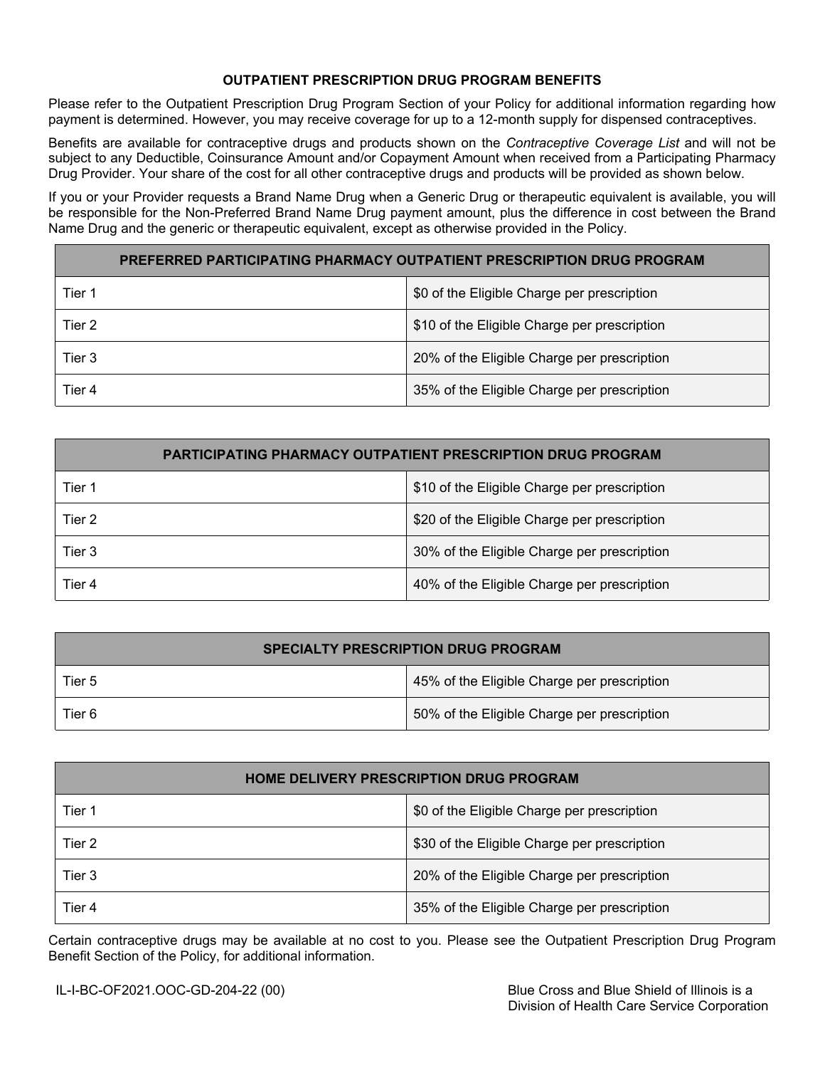## OUTPATIENT PRESCRIPTION DRUG PROGRAM BENEFITS

Please refer to the Outpatient Prescription Drug Program Section of your Policy for additional information regarding how payment is determined. However, you may receive coverage for up to a 12-month supply for dispensed contraceptives.

Benefits are available for contraceptive drugs and products shown on the *Contraceptive Coverage List* and will not be subject to any Deductible, Coinsurance Amount and/or Copayment Amount when received from a Participating Pharmacy Drug Provider. Your share of the cost for all other contraceptive drugs and products will be provided as shown below.

If you or your Provider requests a Brand Name Drug when a Generic Drug or therapeutic equivalent is available, you will be responsible for the Non-Preferred Brand Name Drug payment amount, plus the difference in cost between the Brand Name Drug and the generic or therapeutic equivalent, except as otherwise provided in the Policy.

| PREFERRED PARTICIPATING PHARMACY OUTPATIENT PRESCRIPTION DRUG PROGRAM | |
|---|---|
| Tier 1 | $0 of the Eligible Charge per prescription |
| Tier 2 | $10 of the Eligible Charge per prescription |
| Tier 3 | 20% of the Eligible Charge per prescription |
| Tier 4 | 35% of the Eligible Charge per prescription |

| PARTICIPATING PHARMACY OUTPATIENT PRESCRIPTION DRUG PROGRAM | |
|---|---|
| Tier 1 | $10 of the Eligible Charge per prescription |
| Tier 2 | $20 of the Eligible Charge per prescription |
| Tier 3 | 30% of the Eligible Charge per prescription |
| Tier 4 | 40% of the Eligible Charge per prescription |

| SPECIALTY PRESCRIPTION DRUG PROGRAM | |
|---|---|
| Tier 5 | 45% of the Eligible Charge per prescription |
| Tier 6 | 50% of the Eligible Charge per prescription |

| HOME DELIVERY PRESCRIPTION DRUG PROGRAM | |
|---|---|
| Tier 1 | $0 of the Eligible Charge per prescription |
| Tier 2 | $30 of the Eligible Charge per prescription |
| Tier 3 | 20% of the Eligible Charge per prescription |
| Tier 4 | 35% of the Eligible Charge per prescription |

Certain contraceptive drugs may be available at no cost to you. Please see the Outpatient Prescription Drug Program Benefit Section of the Policy, for additional information.

IL-I-BC-OF2021.OOC-GD-204-22 (00)

Blue Cross and Blue Shield of Illinois is a Division of Health Care Service Corporation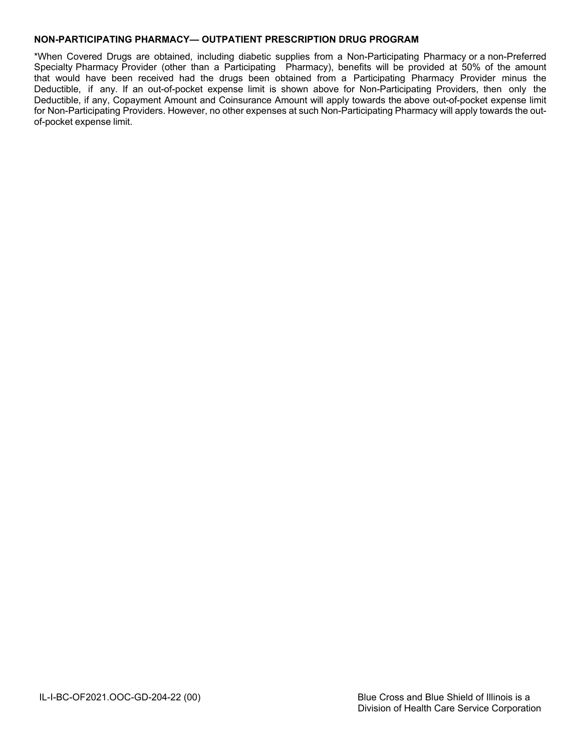**NON-PARTICIPATING PHARMACY— OUTPATIENT PRESCRIPTION DRUG PROGRAM**

*When Covered Drugs are obtained, including diabetic supplies from a Non-Participating Pharmacy or a non-Preferred Specialty Pharmacy Provider (other than a Participating Pharmacy), benefits will be provided at 50% of the amount that would have been received had the drugs been obtained from a Participating Pharmacy Provider minus the Deductible, if any. If an out-of-pocket expense limit is shown above for Non-Participating Providers, then only the Deductible, if any, Copayment Amount and Coinsurance Amount will apply towards the above out-of-pocket expense limit for Non-Participating Providers. However, no other expenses at such Non-Participating Pharmacy will apply towards the out-of-pocket expense limit.

IL-I-BC-OF2021.OOC-GD-204-22 (00)

Blue Cross and Blue Shield of Illinois is a Division of Health Care Service Corporation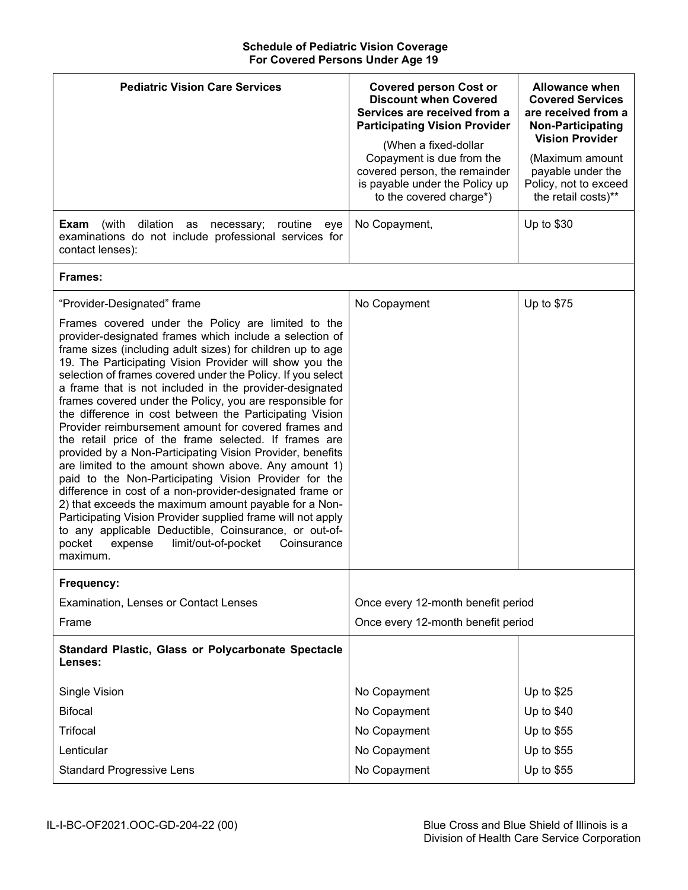**Schedule of Pediatric Vision Coverage**
**For Covered Persons Under Age 19**

| Pediatric Vision Care Services | Covered person Cost or Discount when Covered Services are received from a Participating Vision Provider (When a fixed-dollar Copayment is due from the covered person, the remainder is payable under the Policy up to the covered charge*) | Allowance when Covered Services are received from a Non-Participating Vision Provider (Maximum amount payable under the Policy, not to exceed the retail costs)** |
|---|---|---|
| **Exam** (with dilation as necessary; routine eye examinations do not include professional services for contact lenses): | No Copayment, | Up to $30 |
| **Frames:** | | |
| "Provider-Designated" frame<br><br>Frames covered under the Policy are limited to the provider-designated frames which include a selection of frame sizes (including adult sizes) for children up to age 19. The Participating Vision Provider will show you the selection of frames covered under the Policy. If you select a frame that is not included in the provider-designated frames covered under the Policy, you are responsible for the difference in cost between the Participating Vision Provider reimbursement amount for covered frames and the retail price of the frame selected. If frames are provided by a Non-Participating Vision Provider, benefits are limited to the amount shown above. Any amount 1) paid to the Non-Participating Vision Provider for the difference in cost of a non-provider-designated frame or 2) that exceeds the maximum amount payable for a Non-Participating Vision Provider supplied frame will not apply to any applicable Deductible, Coinsurance, or out-of-pocket expense limit/out-of-pocket Coinsurance maximum. | No Copayment | Up to $75 |
| **Frequency:** | | |
| Examination, Lenses or Contact Lenses | Once every 12-month benefit period | |
| Frame | Once every 12-month benefit period | |
| **Standard Plastic, Glass or Polycarbonate Spectacle Lenses:** | | |
| Single Vision | No Copayment | Up to $25 |
| Bifocal | No Copayment | Up to $40 |
| Trifocal | No Copayment | Up to $55 |
| Lenticular | No Copayment | Up to $55 |
| Standard Progressive Lens | No Copayment | Up to $55 |

IL-I-BC-OF2021.OOC-GD-204-22 (00)

Blue Cross and Blue Shield of Illinois is a Division of Health Care Service Corporation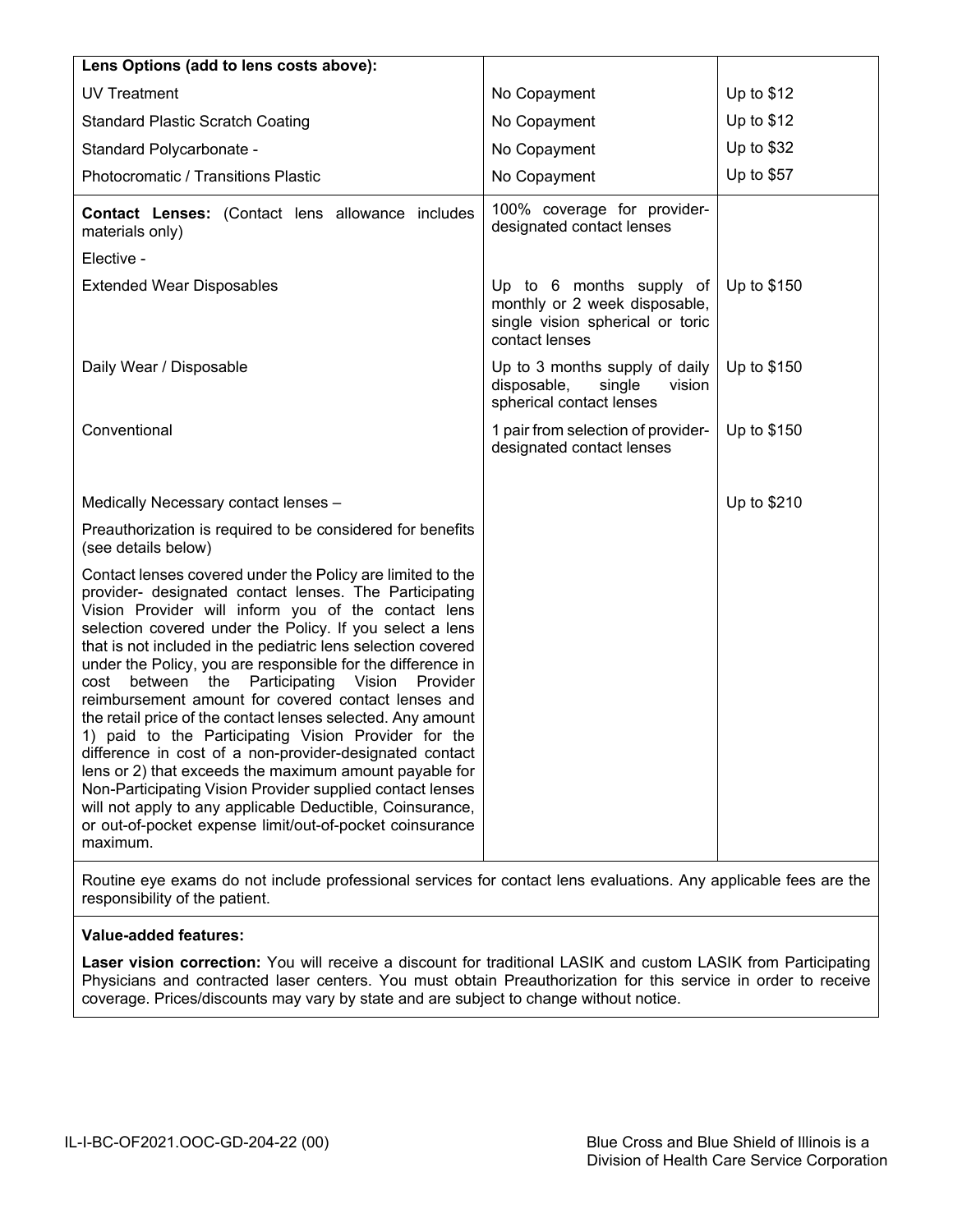| **Lens Options (add to lens costs above):** | | |
|---|---|---|
| UV Treatment | No Copayment | Up to $12 |
| Standard Plastic Scratch Coating | No Copayment | Up to $12 |
| Standard Polycarbonate - | No Copayment | Up to $32 |
| Photocromatic / Transitions Plastic | No Copayment | Up to $57 |
| **Contact Lenses:** (Contact lens allowance includes materials only) | 100% coverage for provider-designated contact lenses | |
| Elective - | | |
| Extended Wear Disposables | Up to 6 months supply of monthly or 2 week disposable, single vision spherical or toric contact lenses | Up to $150 |
| Daily Wear / Disposable | Up to 3 months supply of daily disposable, single vision spherical contact lenses | Up to $150 |
| Conventional | 1 pair from selection of provider-designated contact lenses | Up to $150 |
| Medically Necessary contact lenses – | | Up to $210 |
| Preauthorization is required to be considered for benefits (see details below) | | |
| Contact lenses covered under the Policy are limited to the provider- designated contact lenses. The Participating Vision Provider will inform you of the contact lens selection covered under the Policy. If you select a lens that is not included in the pediatric lens selection covered under the Policy, you are responsible for the difference in cost between the Participating Vision Provider reimbursement amount for covered contact lenses and the retail price of the contact lenses selected. Any amount 1) paid to the Participating Vision Provider for the difference in cost of a non-provider-designated contact lens or 2) that exceeds the maximum amount payable for Non-Participating Vision Provider supplied contact lenses will not apply to any applicable Deductible, Coinsurance, or out-of-pocket expense limit/out-of-pocket coinsurance maximum. | | |

Routine eye exams do not include professional services for contact lens evaluations. Any applicable fees are the responsibility of the patient.

**Value-added features:**

**Laser vision correction:** You will receive a discount for traditional LASIK and custom LASIK from Participating Physicians and contracted laser centers. You must obtain Preauthorization for this service in order to receive coverage. Prices/discounts may vary by state and are subject to change without notice.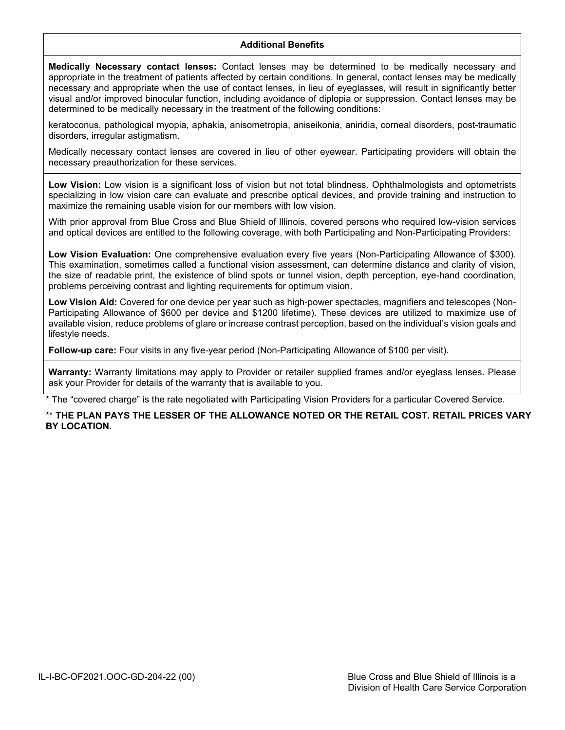## Additional Benefits

**Medically Necessary contact lenses:** Contact lenses may be determined to be medically necessary and appropriate in the treatment of patients affected by certain conditions. In general, contact lenses may be medically necessary and appropriate when the use of contact lenses, in lieu of eyeglasses, will result in significantly better visual and/or improved binocular function, including avoidance of diplopia or suppression. Contact lenses may be determined to be medically necessary in the treatment of the following conditions:

keratoconus, pathological myopia, aphakia, anisometropia, aniseikonia, aniridia, corneal disorders, post-traumatic disorders, irregular astigmatism.

Medically necessary contact lenses are covered in lieu of other eyewear. Participating providers will obtain the necessary preauthorization for these services.

**Low Vision:** Low vision is a significant loss of vision but not total blindness. Ophthalmologists and optometrists specializing in low vision care can evaluate and prescribe optical devices, and provide training and instruction to maximize the remaining usable vision for our members with low vision.

With prior approval from Blue Cross and Blue Shield of Illinois, covered persons who required low-vision services and optical devices are entitled to the following coverage, with both Participating and Non-Participating Providers:

**Low Vision Evaluation:** One comprehensive evaluation every five years (Non-Participating Allowance of $300). This examination, sometimes called a functional vision assessment, can determine distance and clarity of vision, the size of readable print, the existence of blind spots or tunnel vision, depth perception, eye-hand coordination, problems perceiving contrast and lighting requirements for optimum vision.

**Low Vision Aid:** Covered for one device per year such as high-power spectacles, magnifiers and telescopes (Non-Participating Allowance of $600 per device and $1200 lifetime). These devices are utilized to maximize use of available vision, reduce problems of glare or increase contrast perception, based on the individual's vision goals and lifestyle needs.

**Follow-up care:** Four visits in any five-year period (Non-Participating Allowance of $100 per visit).

**Warranty:** Warranty limitations may apply to Provider or retailer supplied frames and/or eyeglass lenses. Please ask your Provider for details of the warranty that is available to you.

* The "covered charge" is the rate negotiated with Participating Vision Providers for a particular Covered Service.

** **THE PLAN PAYS THE LESSER OF THE ALLOWANCE NOTED OR THE RETAIL COST. RETAIL PRICES VARY BY LOCATION.**

IL-I-BC-OF2021.OOC-GD-204-22 (00)

Blue Cross and Blue Shield of Illinois is a Division of Health Care Service Corporation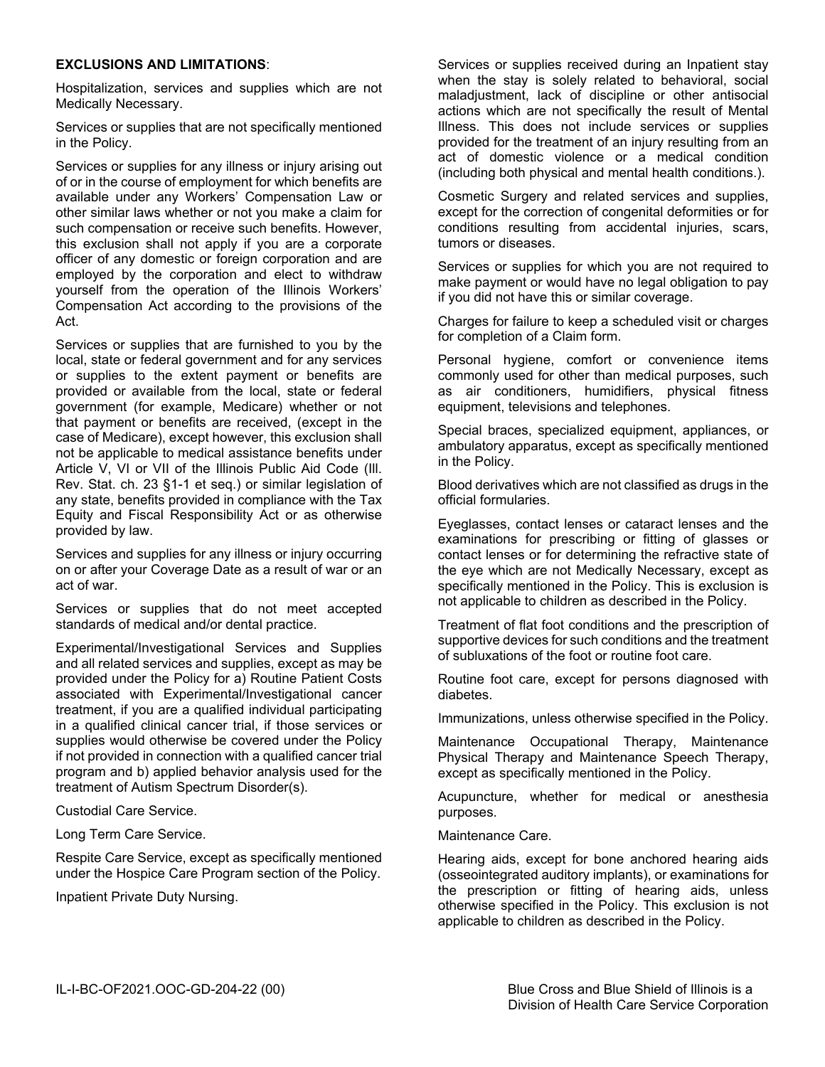**EXCLUSIONS AND LIMITATIONS**:

Hospitalization, services and supplies which are not Medically Necessary.

Services or supplies that are not specifically mentioned in the Policy.

Services or supplies for any illness or injury arising out of or in the course of employment for which benefits are available under any Workers' Compensation Law or other similar laws whether or not you make a claim for such compensation or receive such benefits. However, this exclusion shall not apply if you are a corporate officer of any domestic or foreign corporation and are employed by the corporation and elect to withdraw yourself from the operation of the Illinois Workers' Compensation Act according to the provisions of the Act.

Services or supplies that are furnished to you by the local, state or federal government and for any services or supplies to the extent payment or benefits are provided or available from the local, state or federal government (for example, Medicare) whether or not that payment or benefits are received, (except in the case of Medicare), except however, this exclusion shall not be applicable to medical assistance benefits under Article V, VI or VII of the Illinois Public Aid Code (Ill. Rev. Stat. ch. 23 §1-1 et seq.) or similar legislation of any state, benefits provided in compliance with the Tax Equity and Fiscal Responsibility Act or as otherwise provided by law.

Services and supplies for any illness or injury occurring on or after your Coverage Date as a result of war or an act of war.

Services or supplies that do not meet accepted standards of medical and/or dental practice.

Experimental/Investigational Services and Supplies and all related services and supplies, except as may be provided under the Policy for a) Routine Patient Costs associated with Experimental/Investigational cancer treatment, if you are a qualified individual participating in a qualified clinical cancer trial, if those services or supplies would otherwise be covered under the Policy if not provided in connection with a qualified cancer trial program and b) applied behavior analysis used for the treatment of Autism Spectrum Disorder(s).

Custodial Care Service.

Long Term Care Service.

Respite Care Service, except as specifically mentioned under the Hospice Care Program section of the Policy.

Inpatient Private Duty Nursing.

Services or supplies received during an Inpatient stay when the stay is solely related to behavioral, social maladjustment, lack of discipline or other antisocial actions which are not specifically the result of Mental Illness. This does not include services or supplies provided for the treatment of an injury resulting from an act of domestic violence or a medical condition (including both physical and mental health conditions.).

Cosmetic Surgery and related services and supplies, except for the correction of congenital deformities or for conditions resulting from accidental injuries, scars, tumors or diseases.

Services or supplies for which you are not required to make payment or would have no legal obligation to pay if you did not have this or similar coverage.

Charges for failure to keep a scheduled visit or charges for completion of a Claim form.

Personal hygiene, comfort or convenience items commonly used for other than medical purposes, such as air conditioners, humidifiers, physical fitness equipment, televisions and telephones.

Special braces, specialized equipment, appliances, or ambulatory apparatus, except as specifically mentioned in the Policy.

Blood derivatives which are not classified as drugs in the official formularies.

Eyeglasses, contact lenses or cataract lenses and the examinations for prescribing or fitting of glasses or contact lenses or for determining the refractive state of the eye which are not Medically Necessary, except as specifically mentioned in the Policy. This is exclusion is not applicable to children as described in the Policy.

Treatment of flat foot conditions and the prescription of supportive devices for such conditions and the treatment of subluxations of the foot or routine foot care.

Routine foot care, except for persons diagnosed with diabetes.

Immunizations, unless otherwise specified in the Policy.

Maintenance Occupational Therapy, Maintenance Physical Therapy and Maintenance Speech Therapy, except as specifically mentioned in the Policy.

Acupuncture, whether for medical or anesthesia purposes.

Maintenance Care.

Hearing aids, except for bone anchored hearing aids (osseointegrated auditory implants), or examinations for the prescription or fitting of hearing aids, unless otherwise specified in the Policy. This exclusion is not applicable to children as described in the Policy.

IL-I-BC-OF2021.OOC-GD-204-22 (00)

Blue Cross and Blue Shield of Illinois is a Division of Health Care Service Corporation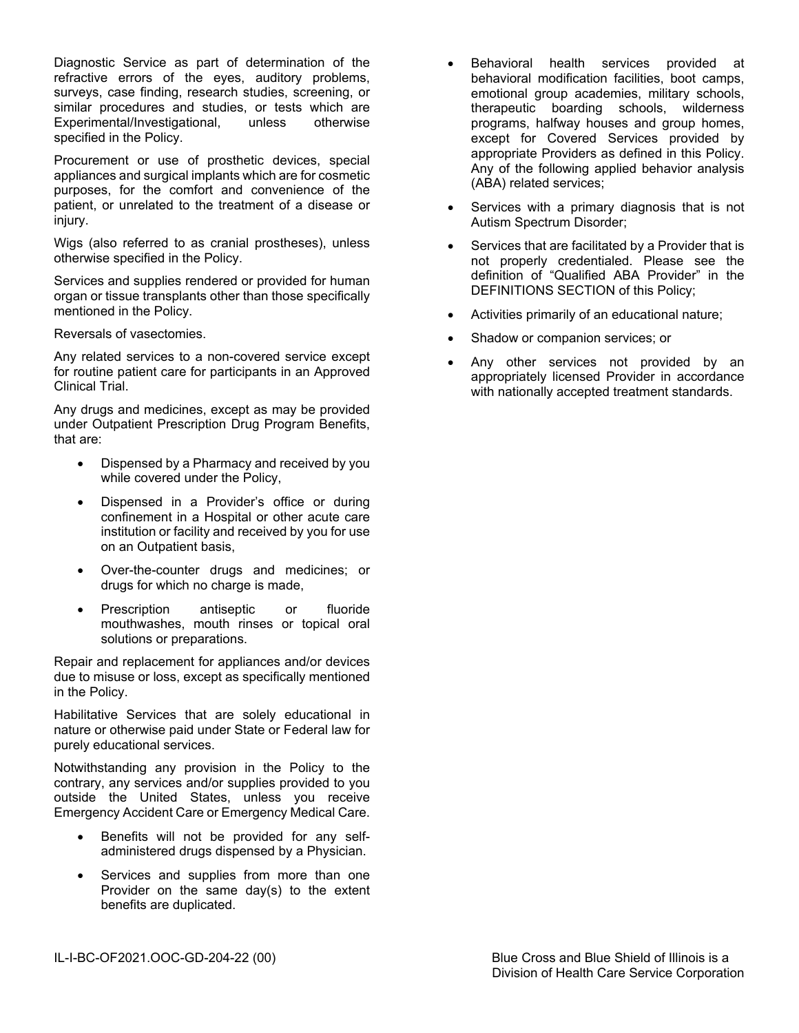Diagnostic Service as part of determination of the refractive errors of the eyes, auditory problems, surveys, case finding, research studies, screening, or similar procedures and studies, or tests which are Experimental/Investigational, unless otherwise specified in the Policy.

Procurement or use of prosthetic devices, special appliances and surgical implants which are for cosmetic purposes, for the comfort and convenience of the patient, or unrelated to the treatment of a disease or injury.

Wigs (also referred to as cranial prostheses), unless otherwise specified in the Policy.

Services and supplies rendered or provided for human organ or tissue transplants other than those specifically mentioned in the Policy.

Reversals of vasectomies.

Any related services to a non-covered service except for routine patient care for participants in an Approved Clinical Trial.

Any drugs and medicines, except as may be provided under Outpatient Prescription Drug Program Benefits, that are:

- Dispensed by a Pharmacy and received by you while covered under the Policy,
- Dispensed in a Provider's office or during confinement in a Hospital or other acute care institution or facility and received by you for use on an Outpatient basis,
- Over-the-counter drugs and medicines; or drugs for which no charge is made,
- Prescription antiseptic or fluoride mouthwashes, mouth rinses or topical oral solutions or preparations.

Repair and replacement for appliances and/or devices due to misuse or loss, except as specifically mentioned in the Policy.

Habilitative Services that are solely educational in nature or otherwise paid under State or Federal law for purely educational services.

Notwithstanding any provision in the Policy to the contrary, any services and/or supplies provided to you outside the United States, unless you receive Emergency Accident Care or Emergency Medical Care.

- Benefits will not be provided for any self-administered drugs dispensed by a Physician.
- Services and supplies from more than one Provider on the same day(s) to the extent benefits are duplicated.
- Behavioral health services provided at behavioral modification facilities, boot camps, emotional group academies, military schools, therapeutic boarding schools, wilderness programs, halfway houses and group homes, except for Covered Services provided by appropriate Providers as defined in this Policy. Any of the following applied behavior analysis (ABA) related services;
- Services with a primary diagnosis that is not Autism Spectrum Disorder;
- Services that are facilitated by a Provider that is not properly credentialed. Please see the definition of "Qualified ABA Provider" in the DEFINITIONS SECTION of this Policy;
- Activities primarily of an educational nature;
- Shadow or companion services; or
- Any other services not provided by an appropriately licensed Provider in accordance with nationally accepted treatment standards.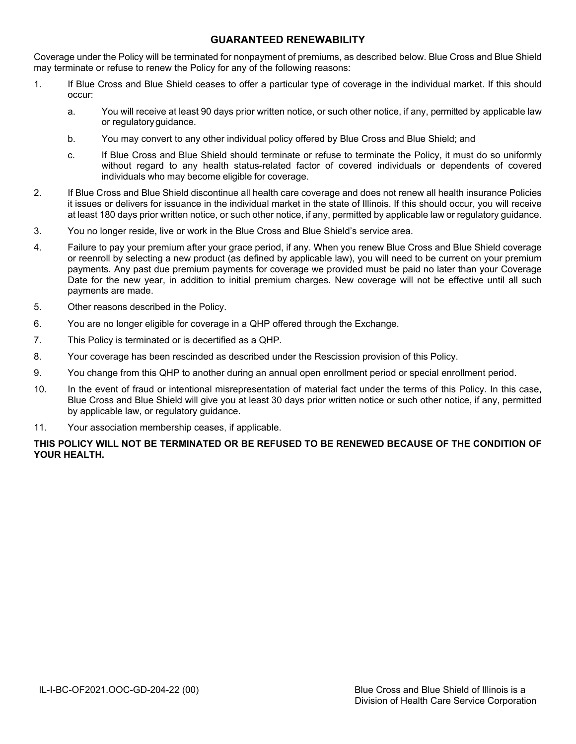## GUARANTEED RENEWABILITY

Coverage under the Policy will be terminated for nonpayment of premiums, as described below. Blue Cross and Blue Shield may terminate or refuse to renew the Policy for any of the following reasons:

1. If Blue Cross and Blue Shield ceases to offer a particular type of coverage in the individual market. If this should occur:

   a. You will receive at least 90 days prior written notice, or such other notice, if any, permitted by applicable law or regulatory guidance.

   b. You may convert to any other individual policy offered by Blue Cross and Blue Shield; and

   c. If Blue Cross and Blue Shield should terminate or refuse to terminate the Policy, it must do so uniformly without regard to any health status-related factor of covered individuals or dependents of covered individuals who may become eligible for coverage.

2. If Blue Cross and Blue Shield discontinue all health care coverage and does not renew all health insurance Policies it issues or delivers for issuance in the individual market in the state of Illinois. If this should occur, you will receive at least 180 days prior written notice, or such other notice, if any, permitted by applicable law or regulatory guidance.

3. You no longer reside, live or work in the Blue Cross and Blue Shield's service area.

4. Failure to pay your premium after your grace period, if any. When you renew Blue Cross and Blue Shield coverage or reenroll by selecting a new product (as defined by applicable law), you will need to be current on your premium payments. Any past due premium payments for coverage we provided must be paid no later than your Coverage Date for the new year, in addition to initial premium charges. New coverage will not be effective until all such payments are made.

5. Other reasons described in the Policy.

6. You are no longer eligible for coverage in a QHP offered through the Exchange.

7. This Policy is terminated or is decertified as a QHP.

8. Your coverage has been rescinded as described under the Rescission provision of this Policy.

9. You change from this QHP to another during an annual open enrollment period or special enrollment period.

10. In the event of fraud or intentional misrepresentation of material fact under the terms of this Policy. In this case, Blue Cross and Blue Shield will give you at least 30 days prior written notice or such other notice, if any, permitted by applicable law, or regulatory guidance.

11. Your association membership ceases, if applicable.

**THIS POLICY WILL NOT BE TERMINATED OR BE REFUSED TO BE RENEWED BECAUSE OF THE CONDITION OF YOUR HEALTH.**